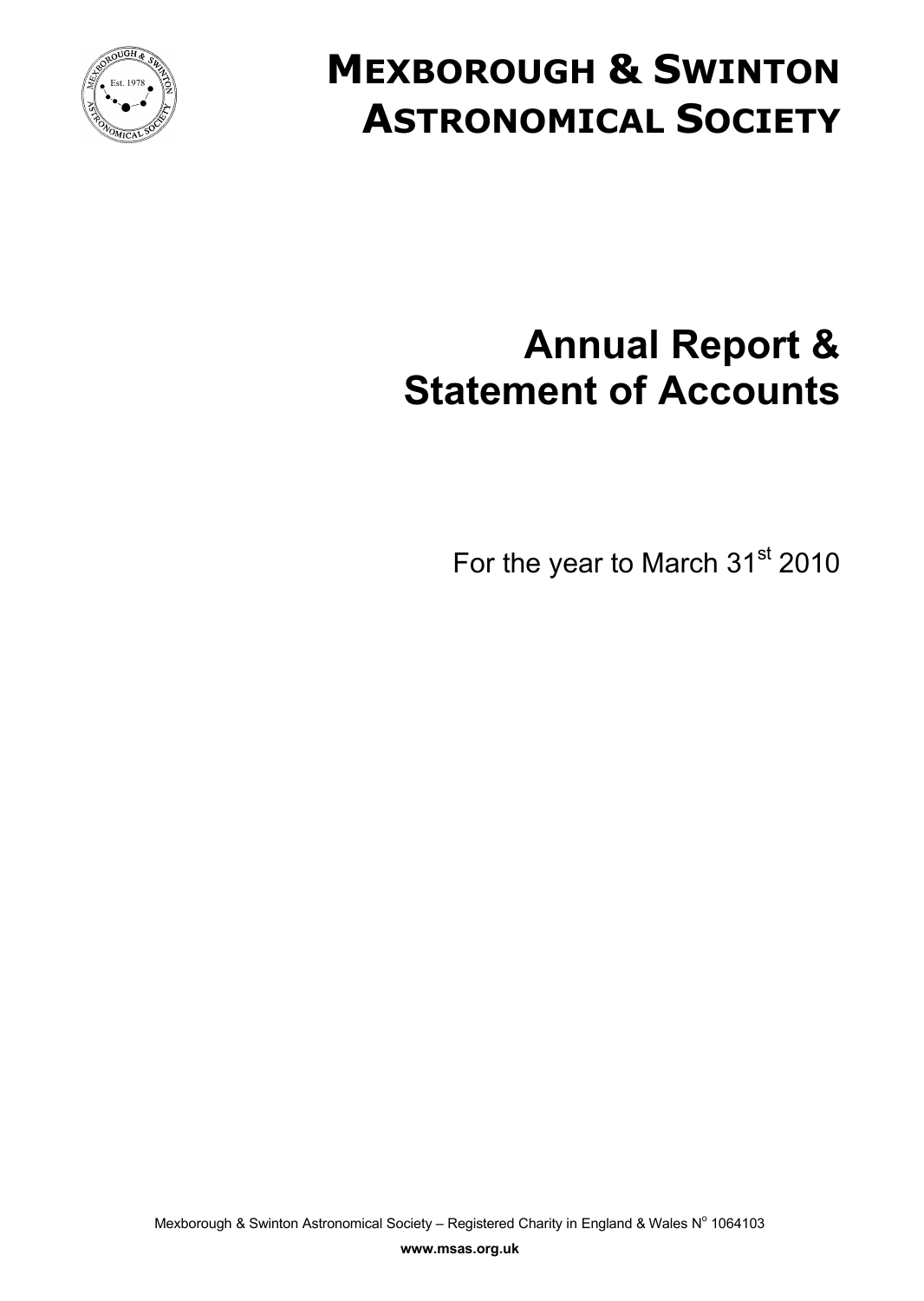# MEXBOROUGH & SWINTON ASTRONOMICAL SOCIETY

# Annual Report & Statement of Accounts

For the year to March 31st 2010

Mexborough & Swinton Astronomical Society – Registered Charity in England & Wales N° 1064103

**www.msas.org.uk**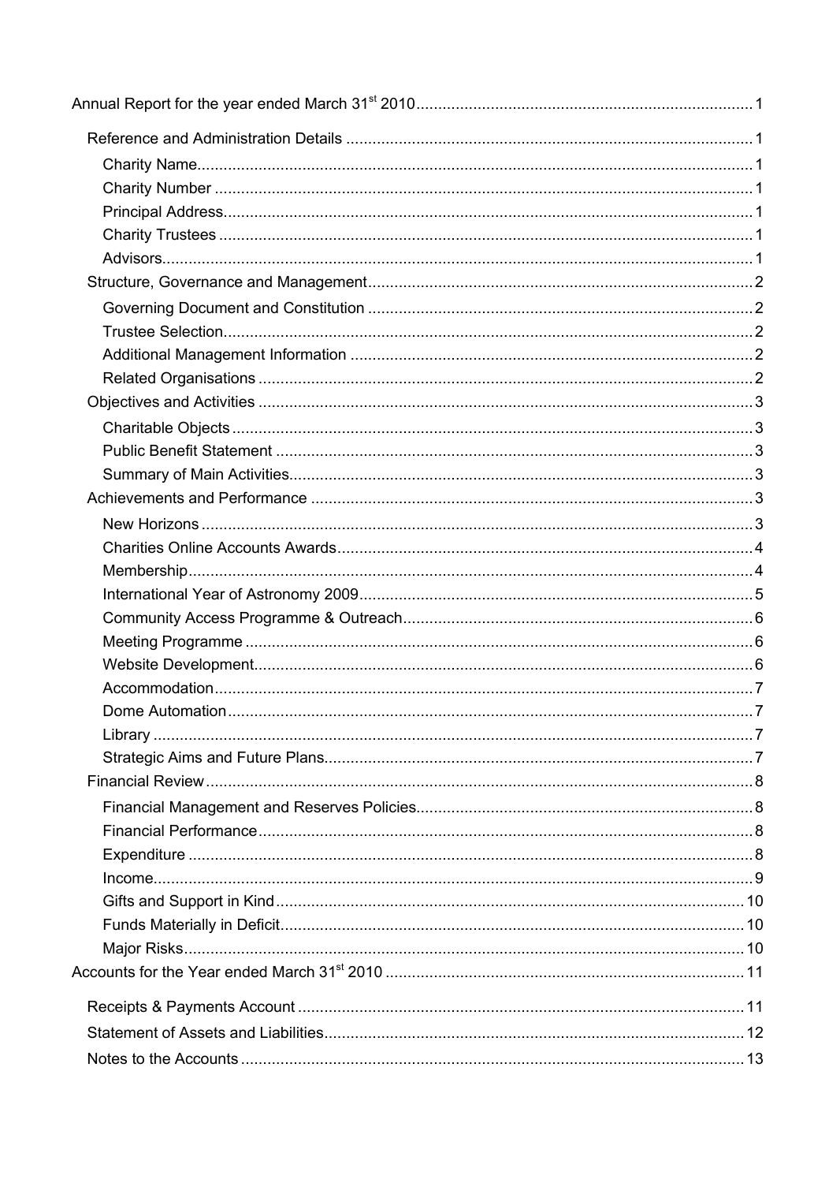Annual Report for the year ended March 31st 2010 .......... 1

- Reference and Administration Details .......... 1
  - Charity Name .......... 1
  - Charity Number .......... 1
  - Principal Address .......... 1
  - Charity Trustees .......... 1
  - Advisors .......... 1
- Structure, Governance and Management .......... 2
  - Governing Document and Constitution .......... 2
  - Trustee Selection .......... 2
  - Additional Management Information .......... 2
  - Related Organisations .......... 2
- Objectives and Activities .......... 3
  - Charitable Objects .......... 3
  - Public Benefit Statement .......... 3
  - Summary of Main Activities .......... 3
- Achievements and Performance .......... 3
  - New Horizons .......... 3
  - Charities Online Accounts Awards .......... 4
  - Membership .......... 4
  - International Year of Astronomy 2009 .......... 5
  - Community Access Programme & Outreach .......... 6
  - Meeting Programme .......... 6
  - Website Development .......... 6
  - Accommodation .......... 7
  - Dome Automation .......... 7
  - Library .......... 7
  - Strategic Aims and Future Plans .......... 7
- Financial Review .......... 8
  - Financial Management and Reserves Policies .......... 8
  - Financial Performance .......... 8
  - Expenditure .......... 8
  - Income .......... 9
  - Gifts and Support in Kind .......... 10
  - Funds Materially in Deficit .......... 10
  - Major Risks .......... 10

Accounts for the Year ended March 31st 2010 .......... 11

- Receipts & Payments Account .......... 11
- Statement of Assets and Liabilities .......... 12
- Notes to the Accounts .......... 13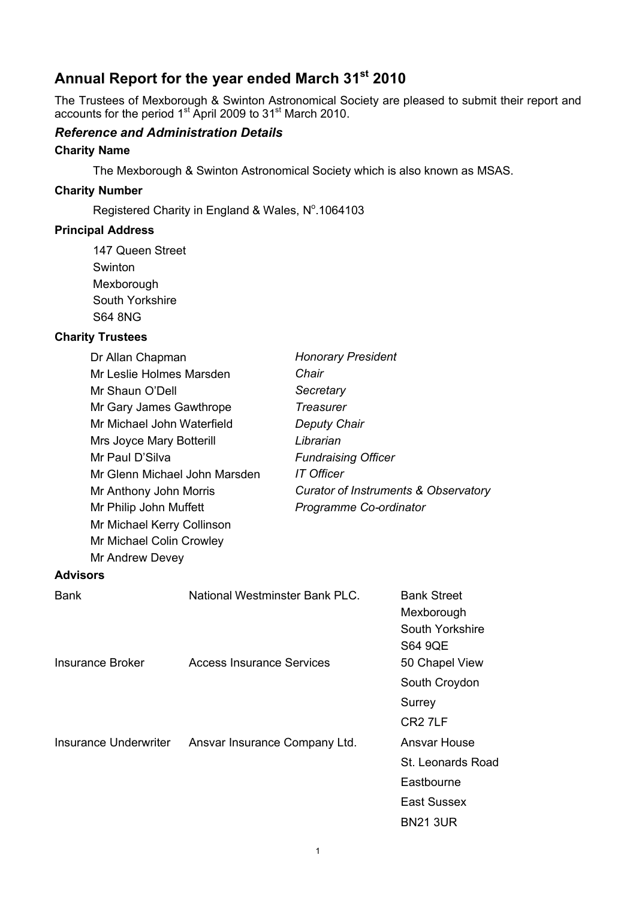# Annual Report for the year ended March 31st 2010

The Trustees of Mexborough & Swinton Astronomical Society are pleased to submit their report and accounts for the period 1st April 2009 to 31st March 2010.

## *Reference and Administration Details*

### Charity Name

The Mexborough & Swinton Astronomical Society which is also known as MSAS.

### Charity Number

Registered Charity in England & Wales, N°.1064103

### Principal Address

147 Queen Street
Swinton
Mexborough
South Yorkshire
S64 8NG

### Charity Trustees

| | |
|---|---|
| Dr Allan Chapman | *Honorary President* |
| Mr Leslie Holmes Marsden | *Chair* |
| Mr Shaun O'Dell | *Secretary* |
| Mr Gary James Gawthrope | *Treasurer* |
| Mr Michael John Waterfield | *Deputy Chair* |
| Mrs Joyce Mary Botterill | *Librarian* |
| Mr Paul D'Silva | *Fundraising Officer* |
| Mr Glenn Michael John Marsden | *IT Officer* |
| Mr Anthony John Morris | *Curator of Instruments & Observatory* |
| Mr Philip John Muffett | *Programme Co-ordinator* |
| Mr Michael Kerry Collinson | |
| Mr Michael Colin Crowley | |
| Mr Andrew Devey | |

### Advisors

| | | |
|---|---|---|
| Bank | National Westminster Bank PLC. | Bank Street<br>Mexborough<br>South Yorkshire<br>S64 9QE |
| Insurance Broker | Access Insurance Services | 50 Chapel View<br>South Croydon<br>Surrey<br>CR2 7LF |
| Insurance Underwriter | Ansvar Insurance Company Ltd. | Ansvar House<br>St. Leonards Road<br>Eastbourne<br>East Sussex<br>BN21 3UR |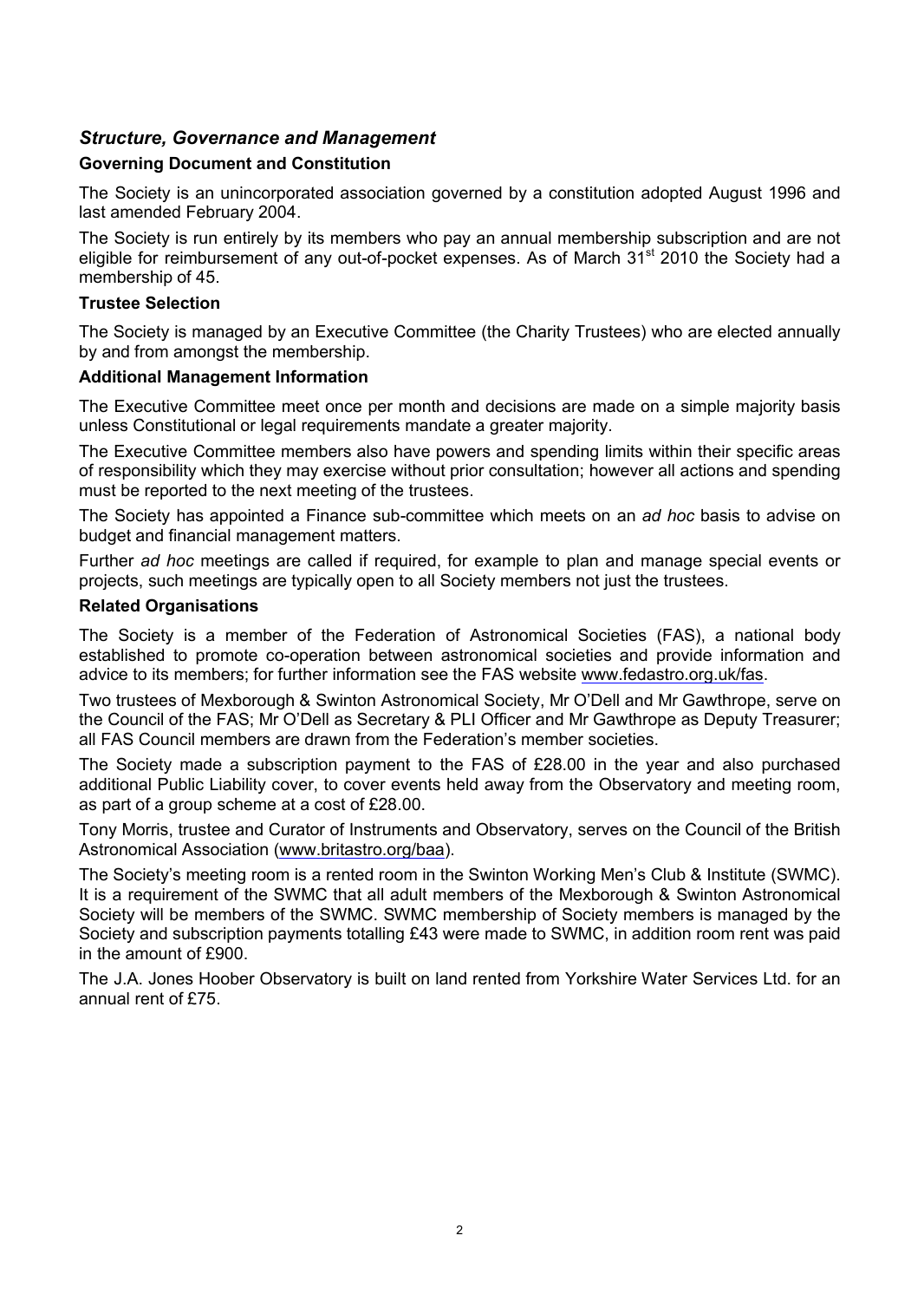## *Structure, Governance and Management*

### Governing Document and Constitution

The Society is an unincorporated association governed by a constitution adopted August 1996 and last amended February 2004.

The Society is run entirely by its members who pay an annual membership subscription and are not eligible for reimbursement of any out-of-pocket expenses. As of March 31st 2010 the Society had a membership of 45.

### Trustee Selection

The Society is managed by an Executive Committee (the Charity Trustees) who are elected annually by and from amongst the membership.

### Additional Management Information

The Executive Committee meet once per month and decisions are made on a simple majority basis unless Constitutional or legal requirements mandate a greater majority.

The Executive Committee members also have powers and spending limits within their specific areas of responsibility which they may exercise without prior consultation; however all actions and spending must be reported to the next meeting of the trustees.

The Society has appointed a Finance sub-committee which meets on an *ad hoc* basis to advise on budget and financial management matters.

Further *ad hoc* meetings are called if required, for example to plan and manage special events or projects, such meetings are typically open to all Society members not just the trustees.

### Related Organisations

The Society is a member of the Federation of Astronomical Societies (FAS), a national body established to promote co-operation between astronomical societies and provide information and advice to its members; for further information see the FAS website www.fedastro.org.uk/fas.

Two trustees of Mexborough & Swinton Astronomical Society, Mr O'Dell and Mr Gawthrope, serve on the Council of the FAS; Mr O'Dell as Secretary & PLI Officer and Mr Gawthrope as Deputy Treasurer; all FAS Council members are drawn from the Federation's member societies.

The Society made a subscription payment to the FAS of £28.00 in the year and also purchased additional Public Liability cover, to cover events held away from the Observatory and meeting room, as part of a group scheme at a cost of £28.00.

Tony Morris, trustee and Curator of Instruments and Observatory, serves on the Council of the British Astronomical Association (www.britastro.org/baa).

The Society's meeting room is a rented room in the Swinton Working Men's Club & Institute (SWMC). It is a requirement of the SWMC that all adult members of the Mexborough & Swinton Astronomical Society will be members of the SWMC. SWMC membership of Society members is managed by the Society and subscription payments totalling £43 were made to SWMC, in addition room rent was paid in the amount of £900.

The J.A. Jones Hoober Observatory is built on land rented from Yorkshire Water Services Ltd. for an annual rent of £75.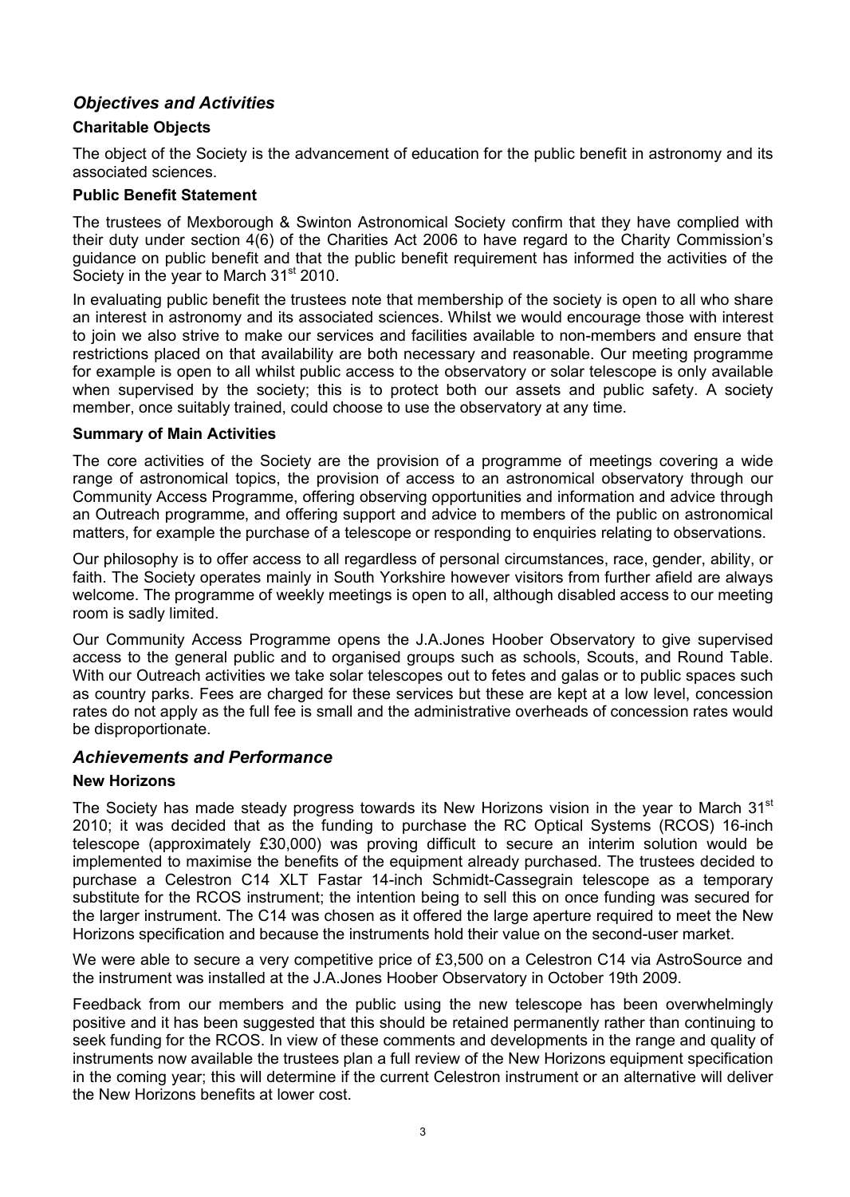## *Objectives and Activities*

### Charitable Objects

The object of the Society is the advancement of education for the public benefit in astronomy and its associated sciences.

### Public Benefit Statement

The trustees of Mexborough & Swinton Astronomical Society confirm that they have complied with their duty under section 4(6) of the Charities Act 2006 to have regard to the Charity Commission's guidance on public benefit and that the public benefit requirement has informed the activities of the Society in the year to March 31st 2010.

In evaluating public benefit the trustees note that membership of the society is open to all who share an interest in astronomy and its associated sciences. Whilst we would encourage those with interest to join we also strive to make our services and facilities available to non-members and ensure that restrictions placed on that availability are both necessary and reasonable. Our meeting programme for example is open to all whilst public access to the observatory or solar telescope is only available when supervised by the society; this is to protect both our assets and public safety. A society member, once suitably trained, could choose to use the observatory at any time.

### Summary of Main Activities

The core activities of the Society are the provision of a programme of meetings covering a wide range of astronomical topics, the provision of access to an astronomical observatory through our Community Access Programme, offering observing opportunities and information and advice through an Outreach programme, and offering support and advice to members of the public on astronomical matters, for example the purchase of a telescope or responding to enquiries relating to observations.

Our philosophy is to offer access to all regardless of personal circumstances, race, gender, ability, or faith. The Society operates mainly in South Yorkshire however visitors from further afield are always welcome. The programme of weekly meetings is open to all, although disabled access to our meeting room is sadly limited.

Our Community Access Programme opens the J.A.Jones Hoober Observatory to give supervised access to the general public and to organised groups such as schools, Scouts, and Round Table. With our Outreach activities we take solar telescopes out to fetes and galas or to public spaces such as country parks. Fees are charged for these services but these are kept at a low level, concession rates do not apply as the full fee is small and the administrative overheads of concession rates would be disproportionate.

## *Achievements and Performance*

### New Horizons

The Society has made steady progress towards its New Horizons vision in the year to March 31st 2010; it was decided that as the funding to purchase the RC Optical Systems (RCOS) 16-inch telescope (approximately £30,000) was proving difficult to secure an interim solution would be implemented to maximise the benefits of the equipment already purchased. The trustees decided to purchase a Celestron C14 XLT Fastar 14-inch Schmidt-Cassegrain telescope as a temporary substitute for the RCOS instrument; the intention being to sell this on once funding was secured for the larger instrument. The C14 was chosen as it offered the large aperture required to meet the New Horizons specification and because the instruments hold their value on the second-user market.

We were able to secure a very competitive price of £3,500 on a Celestron C14 via AstroSource and the instrument was installed at the J.A.Jones Hoober Observatory in October 19th 2009.

Feedback from our members and the public using the new telescope has been overwhelmingly positive and it has been suggested that this should be retained permanently rather than continuing to seek funding for the RCOS. In view of these comments and developments in the range and quality of instruments now available the trustees plan a full review of the New Horizons equipment specification in the coming year; this will determine if the current Celestron instrument or an alternative will deliver the New Horizons benefits at lower cost.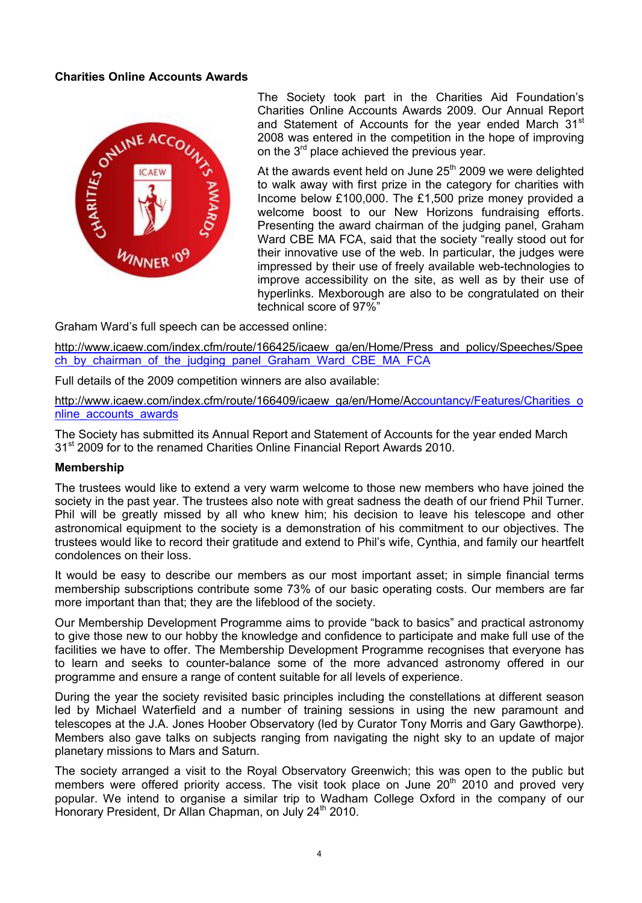**Charities Online Accounts Awards**

The Society took part in the Charities Aid Foundation's Charities Online Accounts Awards 2009. Our Annual Report and Statement of Accounts for the year ended March 31st 2008 was entered in the competition in the hope of improving on the 3rd place achieved the previous year.

At the awards event held on June 25th 2009 we were delighted to walk away with first prize in the category for charities with Income below £100,000. The £1,500 prize money provided a welcome boost to our New Horizons fundraising efforts. Presenting the award chairman of the judging panel, Graham Ward CBE MA FCA, said that the society "really stood out for their innovative use of the web. In particular, the judges were impressed by their use of freely available web-technologies to improve accessibility on the site, as well as by their use of hyperlinks. Mexborough are also to be congratulated on their technical score of 97%"

Graham Ward's full speech can be accessed online:

http://www.icaew.com/index.cfm/route/166425/icaew_ga/en/Home/Press_and_policy/Speeches/Speech_by_chairman_of_the_judging_panel_Graham_Ward_CBE_MA_FCA

Full details of the 2009 competition winners are also available:

http://www.icaew.com/index.cfm/route/166409/icaew_ga/en/Home/Accountancy/Features/Charities_online_accounts_awards

The Society has submitted its Annual Report and Statement of Accounts for the year ended March 31st 2009 for to the renamed Charities Online Financial Report Awards 2010.

**Membership**

The trustees would like to extend a very warm welcome to those new members who have joined the society in the past year. The trustees also note with great sadness the death of our friend Phil Turner. Phil will be greatly missed by all who knew him; his decision to leave his telescope and other astronomical equipment to the society is a demonstration of his commitment to our objectives. The trustees would like to record their gratitude and extend to Phil's wife, Cynthia, and family our heartfelt condolences on their loss.

It would be easy to describe our members as our most important asset; in simple financial terms membership subscriptions contribute some 73% of our basic operating costs. Our members are far more important than that; they are the lifeblood of the society.

Our Membership Development Programme aims to provide "back to basics" and practical astronomy to give those new to our hobby the knowledge and confidence to participate and make full use of the facilities we have to offer. The Membership Development Programme recognises that everyone has to learn and seeks to counter-balance some of the more advanced astronomy offered in our programme and ensure a range of content suitable for all levels of experience.

During the year the society revisited basic principles including the constellations at different season led by Michael Waterfield and a number of training sessions in using the new paramount and telescopes at the J.A. Jones Hoober Observatory (led by Curator Tony Morris and Gary Gawthorpe). Members also gave talks on subjects ranging from navigating the night sky to an update of major planetary missions to Mars and Saturn.

The society arranged a visit to the Royal Observatory Greenwich; this was open to the public but members were offered priority access. The visit took place on June 20th 2010 and proved very popular. We intend to organise a similar trip to Wadham College Oxford in the company of our Honorary President, Dr Allan Chapman, on July 24th 2010.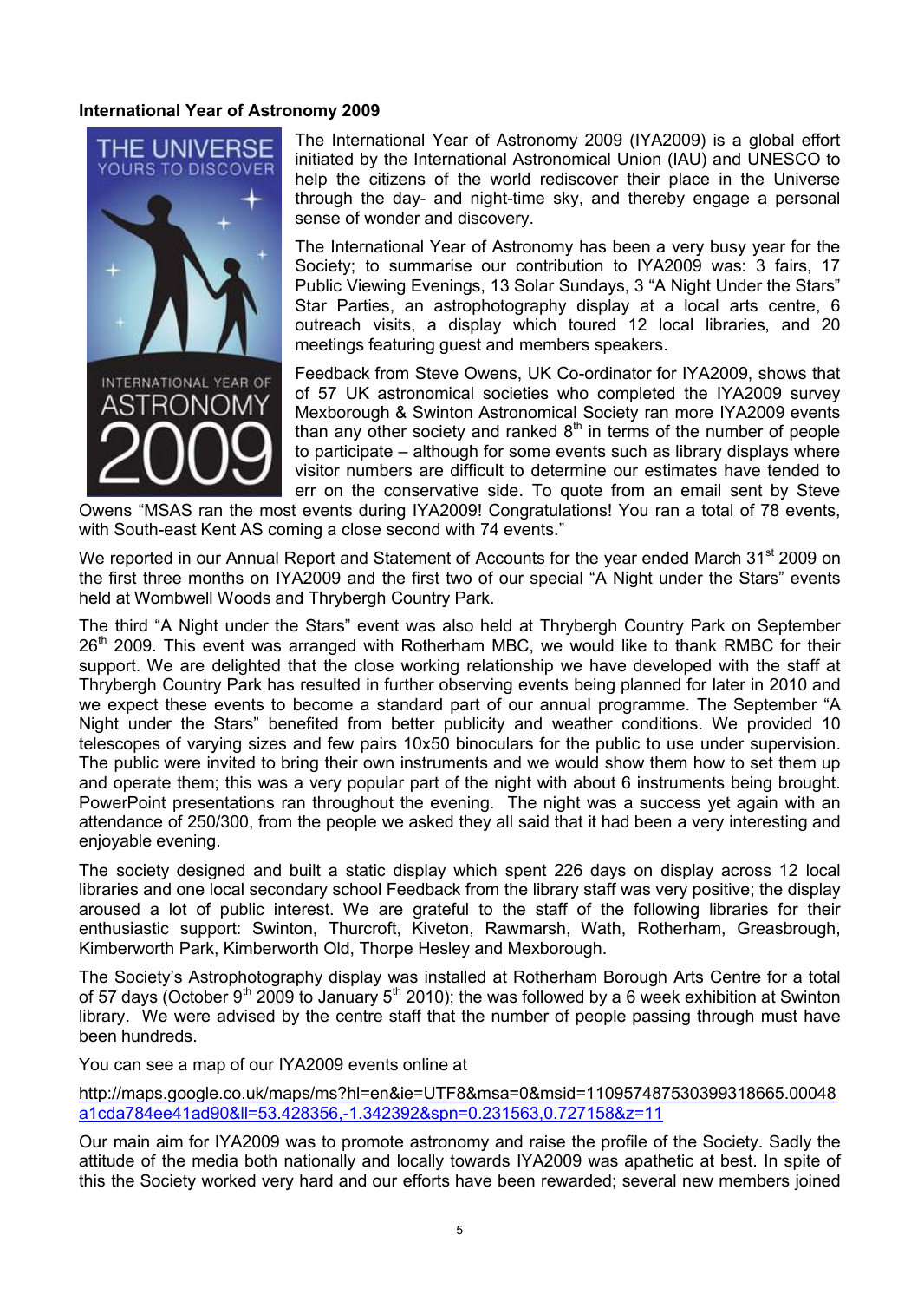**International Year of Astronomy 2009**

The International Year of Astronomy 2009 (IYA2009) is a global effort initiated by the International Astronomical Union (IAU) and UNESCO to help the citizens of the world rediscover their place in the Universe through the day- and night-time sky, and thereby engage a personal sense of wonder and discovery.

The International Year of Astronomy has been a very busy year for the Society; to summarise our contribution to IYA2009 was: 3 fairs, 17 Public Viewing Evenings, 13 Solar Sundays, 3 "A Night Under the Stars" Star Parties, an astrophotography display at a local arts centre, 6 outreach visits, a display which toured 12 local libraries, and 20 meetings featuring guest and members speakers.

Feedback from Steve Owens, UK Co-ordinator for IYA2009, shows that of 57 UK astronomical societies who completed the IYA2009 survey Mexborough & Swinton Astronomical Society ran more IYA2009 events than any other society and ranked 8th in terms of the number of people to participate – although for some events such as library displays where visitor numbers are difficult to determine our estimates have tended to err on the conservative side. To quote from an email sent by Steve Owens "MSAS ran the most events during IYA2009! Congratulations! You ran a total of 78 events, with South-east Kent AS coming a close second with 74 events."

We reported in our Annual Report and Statement of Accounts for the year ended March 31st 2009 on the first three months on IYA2009 and the first two of our special "A Night under the Stars" events held at Wombwell Woods and Thrybergh Country Park.

The third "A Night under the Stars" event was also held at Thrybergh Country Park on September 26th 2009. This event was arranged with Rotherham MBC, we would like to thank RMBC for their support. We are delighted that the close working relationship we have developed with the staff at Thrybergh Country Park has resulted in further observing events being planned for later in 2010 and we expect these events to become a standard part of our annual programme. The September "A Night under the Stars" benefited from better publicity and weather conditions. We provided 10 telescopes of varying sizes and few pairs 10x50 binoculars for the public to use under supervision. The public were invited to bring their own instruments and we would show them how to set them up and operate them; this was a very popular part of the night with about 6 instruments being brought. PowerPoint presentations ran throughout the evening. The night was a success yet again with an attendance of 250/300, from the people we asked they all said that it had been a very interesting and enjoyable evening.

The society designed and built a static display which spent 226 days on display across 12 local libraries and one local secondary school Feedback from the library staff was very positive; the display aroused a lot of public interest. We are grateful to the staff of the following libraries for their enthusiastic support: Swinton, Thurcroft, Kiveton, Rawmarsh, Wath, Rotherham, Greasbrough, Kimberworth Park, Kimberworth Old, Thorpe Hesley and Mexborough.

The Society's Astrophotography display was installed at Rotherham Borough Arts Centre for a total of 57 days (October 9th 2009 to January 5th 2010); the was followed by a 6 week exhibition at Swinton library. We were advised by the centre staff that the number of people passing through must have been hundreds.

You can see a map of our IYA2009 events online at

http://maps.google.co.uk/maps/ms?hl=en&ie=UTF8&msa=0&msid=110957487530399318665.00048a1cda784ee41ad90&ll=53.428356,-1.342392&spn=0.231563,0.727158&z=11

Our main aim for IYA2009 was to promote astronomy and raise the profile of the Society. Sadly the attitude of the media both nationally and locally towards IYA2009 was apathetic at best. In spite of this the Society worked very hard and our efforts have been rewarded; several new members joined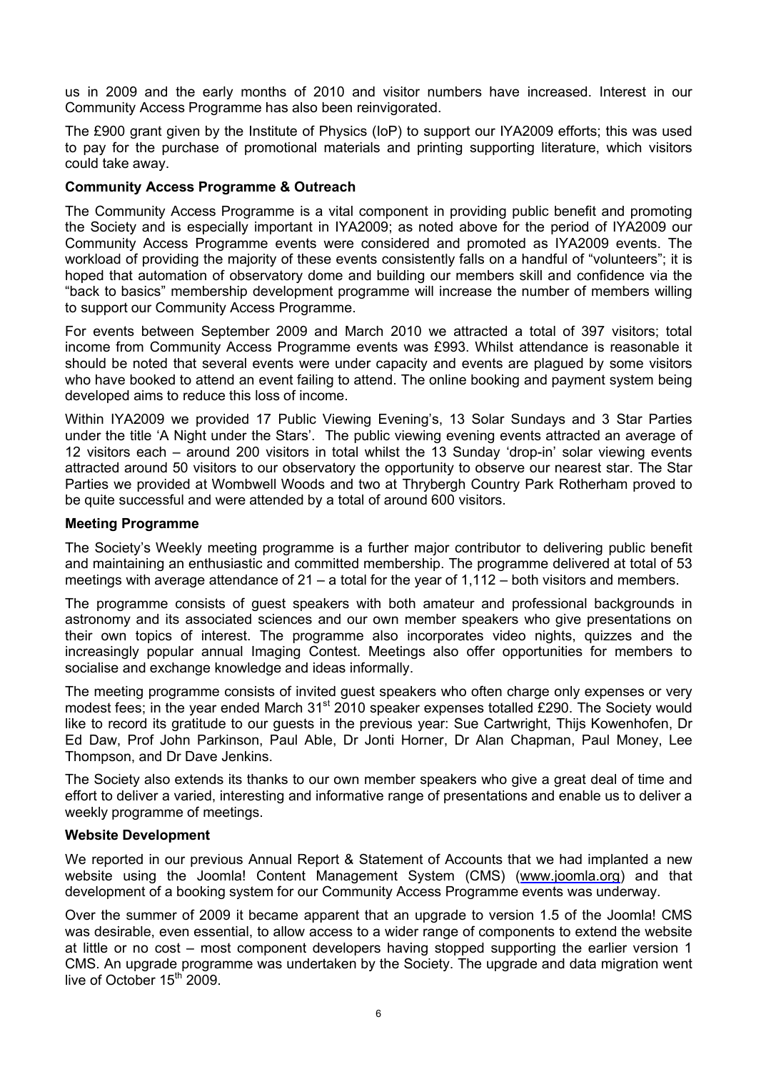us in 2009 and the early months of 2010 and visitor numbers have increased. Interest in our Community Access Programme has also been reinvigorated.

The £900 grant given by the Institute of Physics (IoP) to support our IYA2009 efforts; this was used to pay for the purchase of promotional materials and printing supporting literature, which visitors could take away.

**Community Access Programme & Outreach**

The Community Access Programme is a vital component in providing public benefit and promoting the Society and is especially important in IYA2009; as noted above for the period of IYA2009 our Community Access Programme events were considered and promoted as IYA2009 events. The workload of providing the majority of these events consistently falls on a handful of "volunteers"; it is hoped that automation of observatory dome and building our members skill and confidence via the "back to basics" membership development programme will increase the number of members willing to support our Community Access Programme.

For events between September 2009 and March 2010 we attracted a total of 397 visitors; total income from Community Access Programme events was £993. Whilst attendance is reasonable it should be noted that several events were under capacity and events are plagued by some visitors who have booked to attend an event failing to attend. The online booking and payment system being developed aims to reduce this loss of income.

Within IYA2009 we provided 17 Public Viewing Evening's, 13 Solar Sundays and 3 Star Parties under the title 'A Night under the Stars'. The public viewing evening events attracted an average of 12 visitors each – around 200 visitors in total whilst the 13 Sunday 'drop-in' solar viewing events attracted around 50 visitors to our observatory the opportunity to observe our nearest star. The Star Parties we provided at Wombwell Woods and two at Thrybergh Country Park Rotherham proved to be quite successful and were attended by a total of around 600 visitors.

**Meeting Programme**

The Society's Weekly meeting programme is a further major contributor to delivering public benefit and maintaining an enthusiastic and committed membership. The programme delivered at total of 53 meetings with average attendance of 21 – a total for the year of 1,112 – both visitors and members.

The programme consists of guest speakers with both amateur and professional backgrounds in astronomy and its associated sciences and our own member speakers who give presentations on their own topics of interest. The programme also incorporates video nights, quizzes and the increasingly popular annual Imaging Contest. Meetings also offer opportunities for members to socialise and exchange knowledge and ideas informally.

The meeting programme consists of invited guest speakers who often charge only expenses or very modest fees; in the year ended March 31st 2010 speaker expenses totalled £290. The Society would like to record its gratitude to our guests in the previous year: Sue Cartwright, Thijs Kowenhofen, Dr Ed Daw, Prof John Parkinson, Paul Able, Dr Jonti Horner, Dr Alan Chapman, Paul Money, Lee Thompson, and Dr Dave Jenkins.

The Society also extends its thanks to our own member speakers who give a great deal of time and effort to deliver a varied, interesting and informative range of presentations and enable us to deliver a weekly programme of meetings.

**Website Development**

We reported in our previous Annual Report & Statement of Accounts that we had implanted a new website using the Joomla! Content Management System (CMS) (www.joomla.org) and that development of a booking system for our Community Access Programme events was underway.

Over the summer of 2009 it became apparent that an upgrade to version 1.5 of the Joomla! CMS was desirable, even essential, to allow access to a wider range of components to extend the website at little or no cost – most component developers having stopped supporting the earlier version 1 CMS. An upgrade programme was undertaken by the Society. The upgrade and data migration went live of October 15th 2009.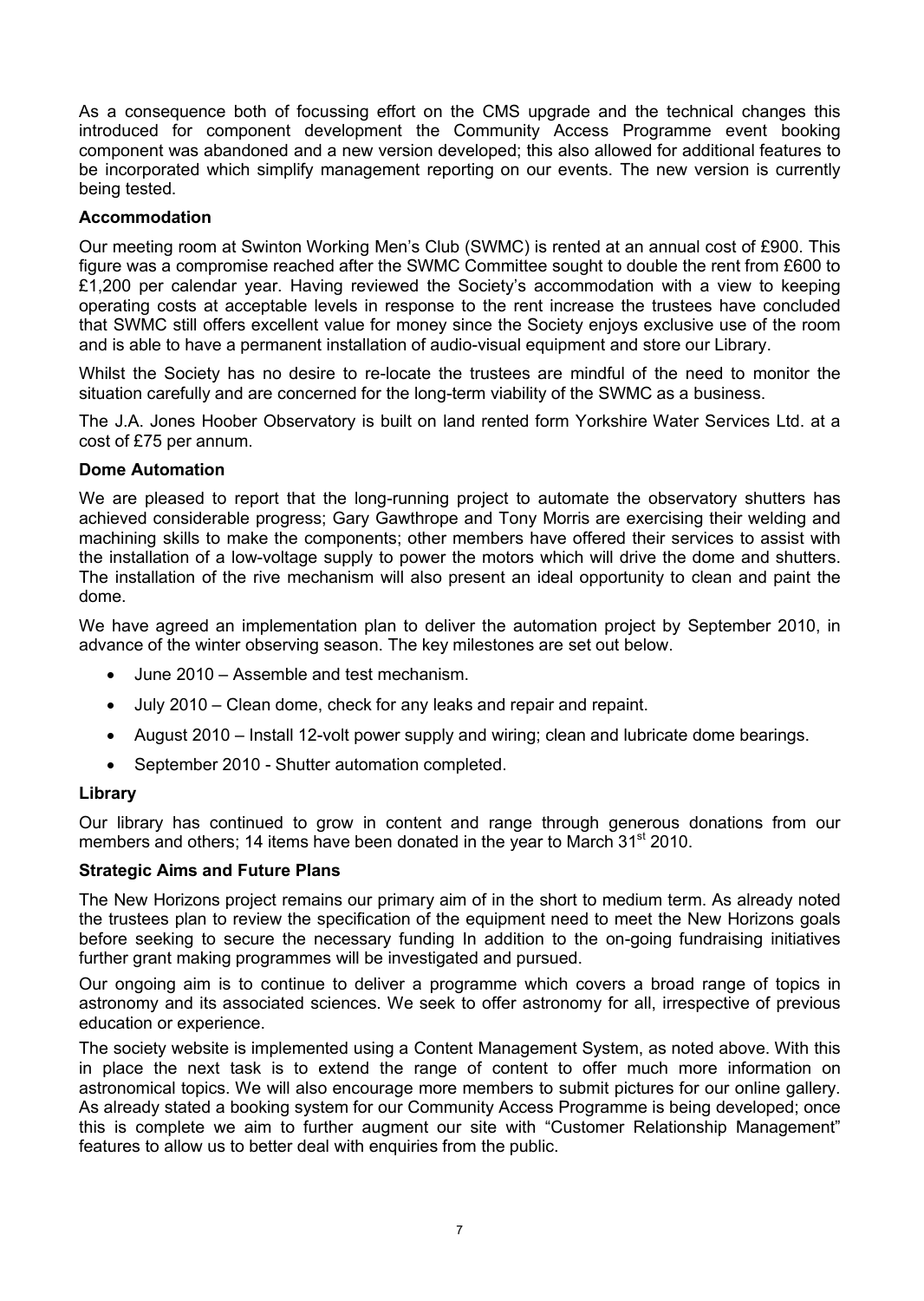As a consequence both of focussing effort on the CMS upgrade and the technical changes this introduced for component development the Community Access Programme event booking component was abandoned and a new version developed; this also allowed for additional features to be incorporated which simplify management reporting on our events. The new version is currently being tested.

**Accommodation**

Our meeting room at Swinton Working Men's Club (SWMC) is rented at an annual cost of £900. This figure was a compromise reached after the SWMC Committee sought to double the rent from £600 to £1,200 per calendar year. Having reviewed the Society's accommodation with a view to keeping operating costs at acceptable levels in response to the rent increase the trustees have concluded that SWMC still offers excellent value for money since the Society enjoys exclusive use of the room and is able to have a permanent installation of audio-visual equipment and store our Library.

Whilst the Society has no desire to re-locate the trustees are mindful of the need to monitor the situation carefully and are concerned for the long-term viability of the SWMC as a business.

The J.A. Jones Hoober Observatory is built on land rented form Yorkshire Water Services Ltd. at a cost of £75 per annum.

**Dome Automation**

We are pleased to report that the long-running project to automate the observatory shutters has achieved considerable progress; Gary Gawthrope and Tony Morris are exercising their welding and machining skills to make the components; other members have offered their services to assist with the installation of a low-voltage supply to power the motors which will drive the dome and shutters. The installation of the rive mechanism will also present an ideal opportunity to clean and paint the dome.

We have agreed an implementation plan to deliver the automation project by September 2010, in advance of the winter observing season. The key milestones are set out below.

- June 2010 – Assemble and test mechanism.
- July 2010 – Clean dome, check for any leaks and repair and repaint.
- August 2010 – Install 12-volt power supply and wiring; clean and lubricate dome bearings.
- September 2010 - Shutter automation completed.

**Library**

Our library has continued to grow in content and range through generous donations from our members and others; 14 items have been donated in the year to March 31st 2010.

**Strategic Aims and Future Plans**

The New Horizons project remains our primary aim of in the short to medium term. As already noted the trustees plan to review the specification of the equipment need to meet the New Horizons goals before seeking to secure the necessary funding In addition to the on-going fundraising initiatives further grant making programmes will be investigated and pursued.

Our ongoing aim is to continue to deliver a programme which covers a broad range of topics in astronomy and its associated sciences. We seek to offer astronomy for all, irrespective of previous education or experience.

The society website is implemented using a Content Management System, as noted above. With this in place the next task is to extend the range of content to offer much more information on astronomical topics. We will also encourage more members to submit pictures for our online gallery. As already stated a booking system for our Community Access Programme is being developed; once this is complete we aim to further augment our site with "Customer Relationship Management" features to allow us to better deal with enquiries from the public.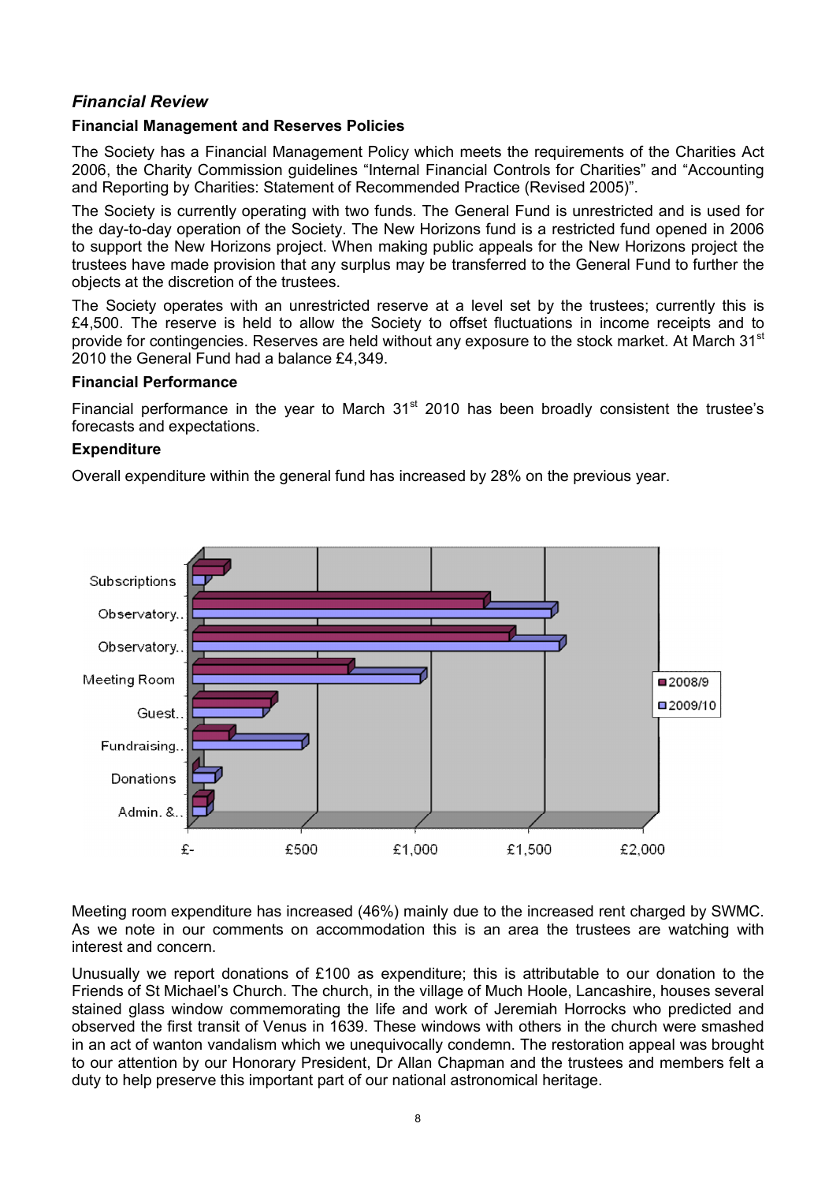## *Financial Review*

### Financial Management and Reserves Policies

The Society has a Financial Management Policy which meets the requirements of the Charities Act 2006, the Charity Commission guidelines "Internal Financial Controls for Charities" and "Accounting and Reporting by Charities: Statement of Recommended Practice (Revised 2005)".

The Society is currently operating with two funds. The General Fund is unrestricted and is used for the day-to-day operation of the Society. The New Horizons fund is a restricted fund opened in 2006 to support the New Horizons project. When making public appeals for the New Horizons project the trustees have made provision that any surplus may be transferred to the General Fund to further the objects at the discretion of the trustees.

The Society operates with an unrestricted reserve at a level set by the trustees; currently this is £4,500. The reserve is held to allow the Society to offset fluctuations in income receipts and to provide for contingencies. Reserves are held without any exposure to the stock market. At March 31st 2010 the General Fund had a balance £4,349.

### Financial Performance

Financial performance in the year to March 31st 2010 has been broadly consistent the trustee's forecasts and expectations.

### Expenditure

Overall expenditure within the general fund has increased by 28% on the previous year.

Meeting room expenditure has increased (46%) mainly due to the increased rent charged by SWMC. As we note in our comments on accommodation this is an area the trustees are watching with interest and concern.

Unusually we report donations of £100 as expenditure; this is attributable to our donation to the Friends of St Michael's Church. The church, in the village of Much Hoole, Lancashire, houses several stained glass window commemorating the life and work of Jeremiah Horrocks who predicted and observed the first transit of Venus in 1639. These windows with others in the church were smashed in an act of wanton vandalism which we unequivocally condemn. The restoration appeal was brought to our attention by our Honorary President, Dr Allan Chapman and the trustees and members felt a duty to help preserve this important part of our national astronomical heritage.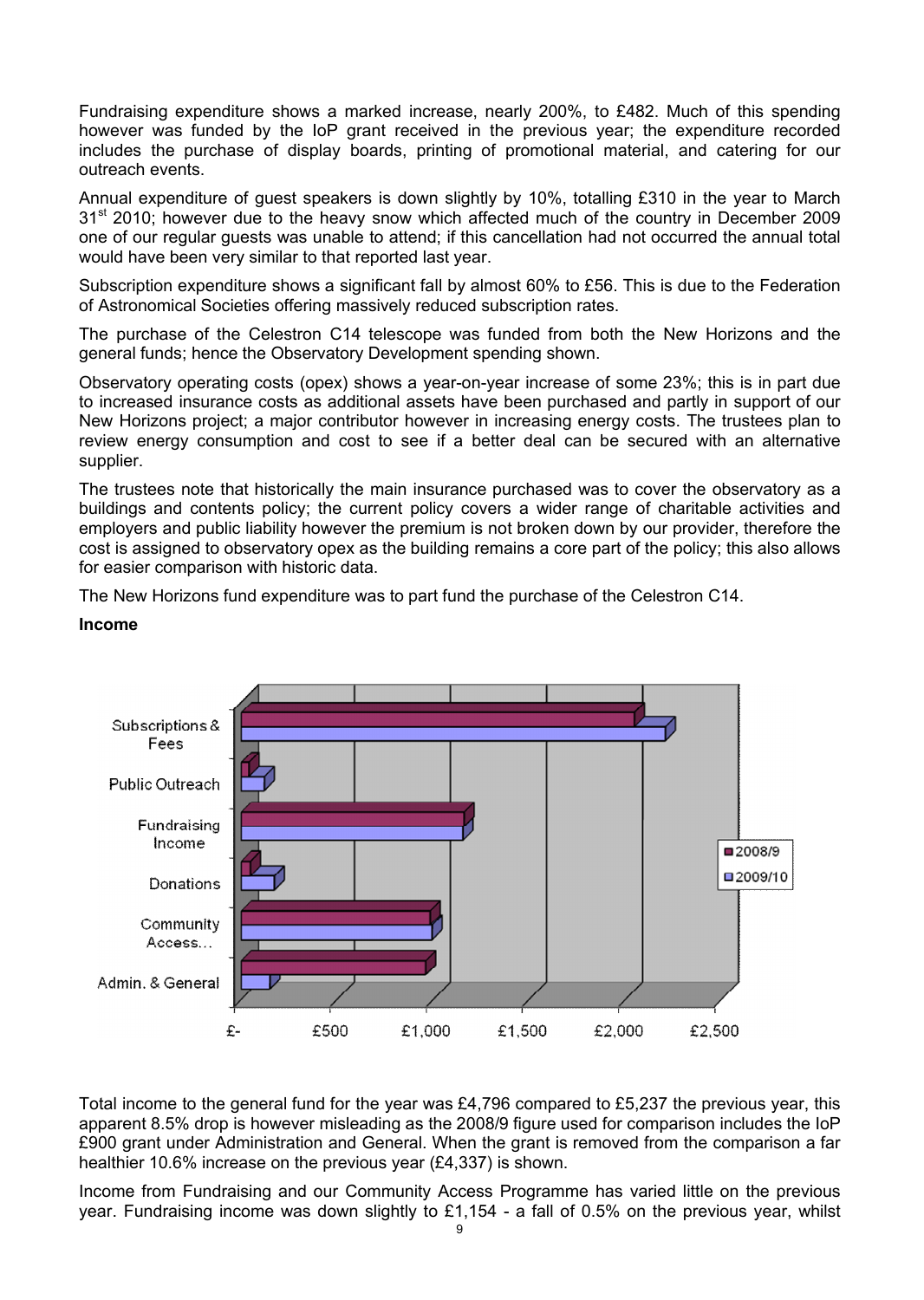Fundraising expenditure shows a marked increase, nearly 200%, to £482. Much of this spending however was funded by the IoP grant received in the previous year; the expenditure recorded includes the purchase of display boards, printing of promotional material, and catering for our outreach events.

Annual expenditure of guest speakers is down slightly by 10%, totalling £310 in the year to March 31st 2010; however due to the heavy snow which affected much of the country in December 2009 one of our regular guests was unable to attend; if this cancellation had not occurred the annual total would have been very similar to that reported last year.

Subscription expenditure shows a significant fall by almost 60% to £56. This is due to the Federation of Astronomical Societies offering massively reduced subscription rates.

The purchase of the Celestron C14 telescope was funded from both the New Horizons and the general funds; hence the Observatory Development spending shown.

Observatory operating costs (opex) shows a year-on-year increase of some 23%; this is in part due to increased insurance costs as additional assets have been purchased and partly in support of our New Horizons project; a major contributor however in increasing energy costs. The trustees plan to review energy consumption and cost to see if a better deal can be secured with an alternative supplier.

The trustees note that historically the main insurance purchased was to cover the observatory as a buildings and contents policy; the current policy covers a wider range of charitable activities and employers and public liability however the premium is not broken down by our provider, therefore the cost is assigned to observatory opex as the building remains a core part of the policy; this also allows for easier comparison with historic data.

The New Horizons fund expenditure was to part fund the purchase of the Celestron C14.

**Income**

Total income to the general fund for the year was £4,796 compared to £5,237 the previous year, this apparent 8.5% drop is however misleading as the 2008/9 figure used for comparison includes the IoP £900 grant under Administration and General. When the grant is removed from the comparison a far healthier 10.6% increase on the previous year (£4,337) is shown.

Income from Fundraising and our Community Access Programme has varied little on the previous year. Fundraising income was down slightly to £1,154 - a fall of 0.5% on the previous year, whilst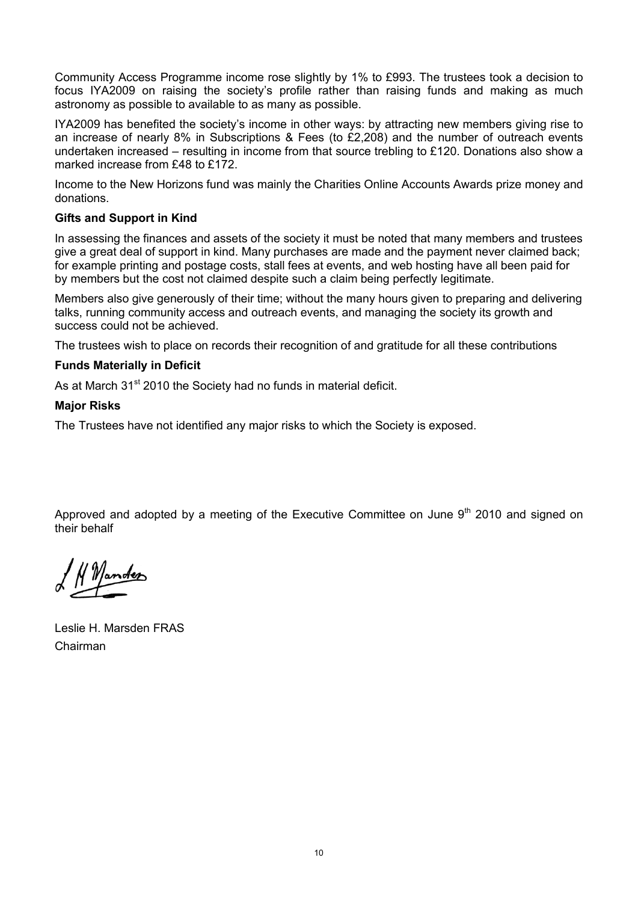Community Access Programme income rose slightly by 1% to £993. The trustees took a decision to focus IYA2009 on raising the society's profile rather than raising funds and making as much astronomy as possible to available to as many as possible.

IYA2009 has benefited the society's income in other ways: by attracting new members giving rise to an increase of nearly 8% in Subscriptions & Fees (to £2,208) and the number of outreach events undertaken increased – resulting in income from that source trebling to £120. Donations also show a marked increase from £48 to £172.

Income to the New Horizons fund was mainly the Charities Online Accounts Awards prize money and donations.

### Gifts and Support in Kind

In assessing the finances and assets of the society it must be noted that many members and trustees give a great deal of support in kind. Many purchases are made and the payment never claimed back; for example printing and postage costs, stall fees at events, and web hosting have all been paid for by members but the cost not claimed despite such a claim being perfectly legitimate.

Members also give generously of their time; without the many hours given to preparing and delivering talks, running community access and outreach events, and managing the society its growth and success could not be achieved.

The trustees wish to place on records their recognition of and gratitude for all these contributions

### Funds Materially in Deficit

As at March 31st 2010 the Society had no funds in material deficit.

### Major Risks

The Trustees have not identified any major risks to which the Society is exposed.

Approved and adopted by a meeting of the Executive Committee on June 9th 2010 and signed on their behalf

Leslie H. Marsden FRAS
Chairman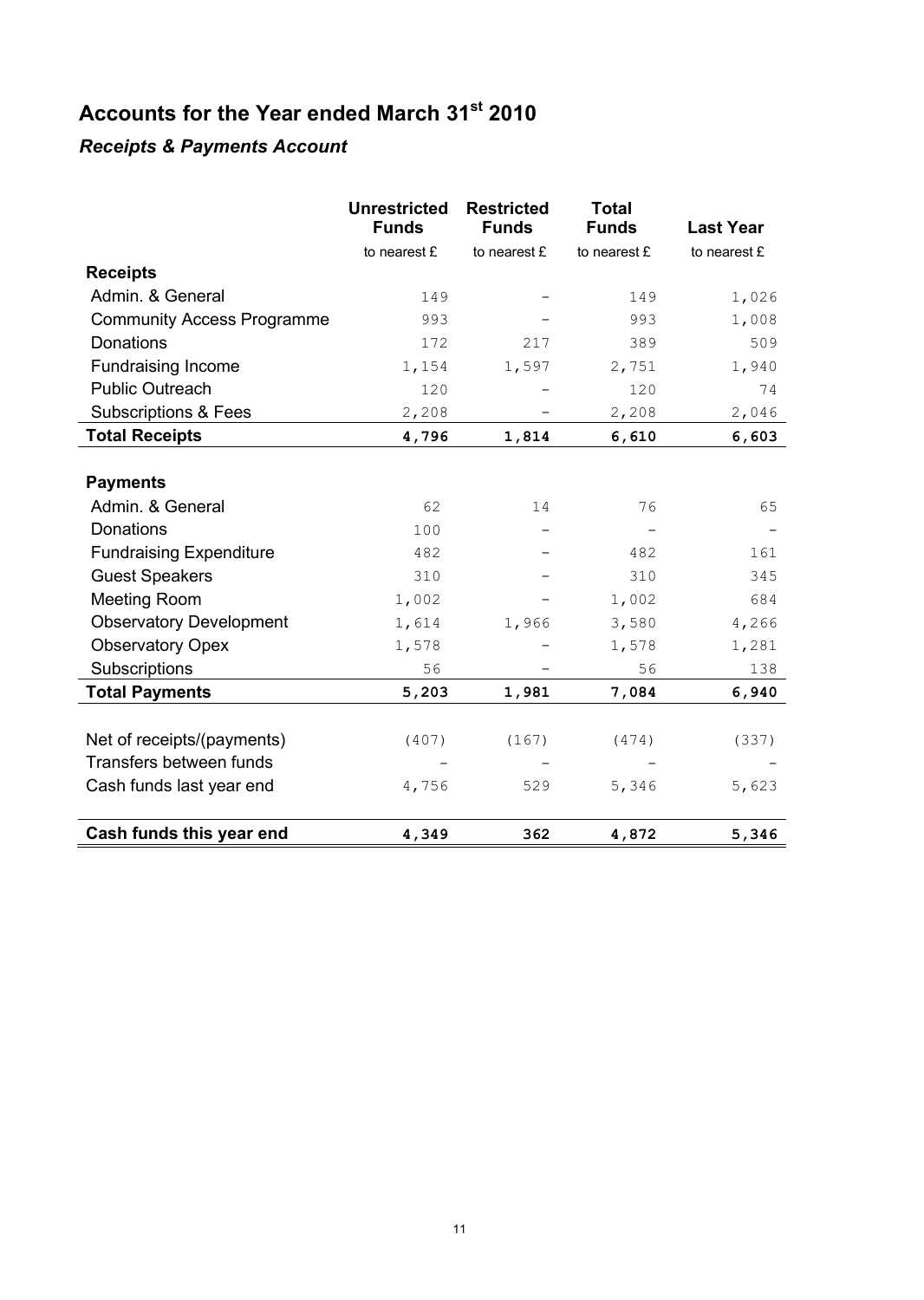# Accounts for the Year ended March 31st 2010

## *Receipts & Payments Account*

| | Unrestricted Funds | Restricted Funds | Total Funds | Last Year |
|---|---|---|---|---|
| | to nearest £ | to nearest £ | to nearest £ | to nearest £ |
| **Receipts** | | | | |
| Admin. & General | 149 | – | 149 | 1,026 |
| Community Access Programme | 993 | – | 993 | 1,008 |
| Donations | 172 | 217 | 389 | 509 |
| Fundraising Income | 1,154 | 1,597 | 2,751 | 1,940 |
| Public Outreach | 120 | – | 120 | 74 |
| Subscriptions & Fees | 2,208 | – | 2,208 | 2,046 |
| **Total Receipts** | **4,796** | **1,814** | **6,610** | **6,603** |
| **Payments** | | | | |
| Admin. & General | 62 | 14 | 76 | 65 |
| Donations | 100 | – | – | – |
| Fundraising Expenditure | 482 | – | 482 | 161 |
| Guest Speakers | 310 | – | 310 | 345 |
| Meeting Room | 1,002 | – | 1,002 | 684 |
| Observatory Development | 1,614 | 1,966 | 3,580 | 4,266 |
| Observatory Opex | 1,578 | – | 1,578 | 1,281 |
| Subscriptions | 56 | – | 56 | 138 |
| **Total Payments** | **5,203** | **1,981** | **7,084** | **6,940** |
| Net of receipts/(payments) | (407) | (167) | (474) | (337) |
| Transfers between funds | – | – | – | – |
| Cash funds last year end | 4,756 | 529 | 5,346 | 5,623 |
| **Cash funds this year end** | **4,349** | **362** | **4,872** | **5,346** |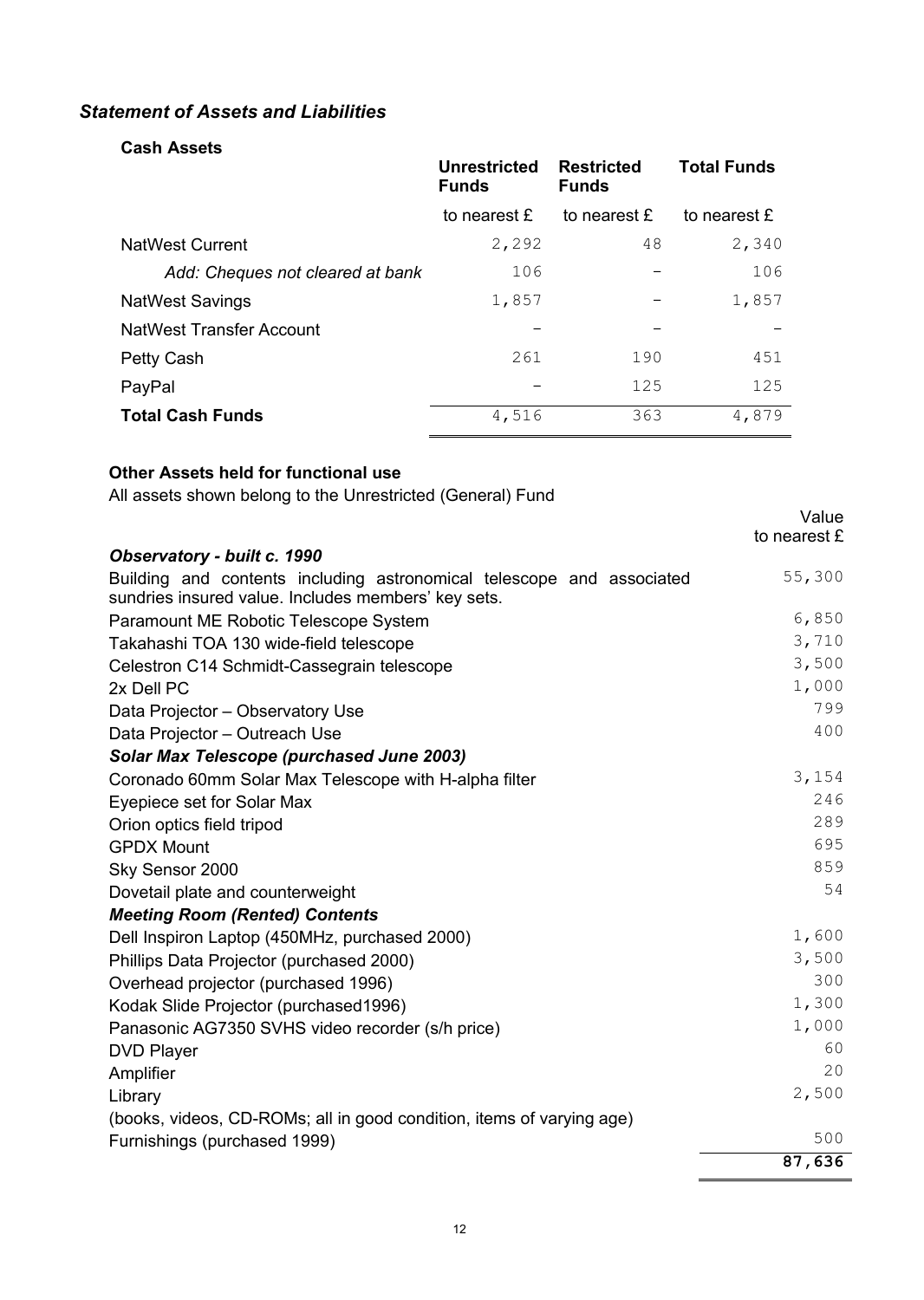### *Statement of Assets and Liabilities*

#### Cash Assets

| | Unrestricted Funds | Restricted Funds | Total Funds |
|---|---|---|---|
| | to nearest £ | to nearest £ | to nearest £ |
| NatWest Current | 2,292 | 48 | 2,340 |
| *Add: Cheques not cleared at bank* | 106 | – | 106 |
| NatWest Savings | 1,857 | – | 1,857 |
| NatWest Transfer Account | – | – | – |
| Petty Cash | 261 | 190 | 451 |
| PayPal | – | 125 | 125 |
| **Total Cash Funds** | 4,516 | 363 | 4,879 |

#### Other Assets held for functional use

All assets shown belong to the Unrestricted (General) Fund

| | Value to nearest £ |
|---|---|
| ***Observatory - built c. 1990*** | |
| Building and contents including astronomical telescope and associated sundries insured value. Includes members' key sets. | 55,300 |
| Paramount ME Robotic Telescope System | 6,850 |
| Takahashi TOA 130 wide-field telescope | 3,710 |
| Celestron C14 Schmidt-Cassegrain telescope | 3,500 |
| 2x Dell PC | 1,000 |
| Data Projector – Observatory Use | 799 |
| Data Projector – Outreach Use | 400 |
| ***Solar Max Telescope (purchased June 2003)*** | |
| Coronado 60mm Solar Max Telescope with H-alpha filter | 3,154 |
| Eyepiece set for Solar Max | 246 |
| Orion optics field tripod | 289 |
| GPDX Mount | 695 |
| Sky Sensor 2000 | 859 |
| Dovetail plate and counterweight | 54 |
| ***Meeting Room (Rented) Contents*** | |
| Dell Inspiron Laptop (450MHz, purchased 2000) | 1,600 |
| Phillips Data Projector (purchased 2000) | 3,500 |
| Overhead projector (purchased 1996) | 300 |
| Kodak Slide Projector (purchased1996) | 1,300 |
| Panasonic AG7350 SVHS video recorder (s/h price) | 1,000 |
| DVD Player | 60 |
| Amplifier | 20 |
| Library (books, videos, CD-ROMs; all in good condition, items of varying age) | 2,500 |
| Furnishings (purchased 1999) | 500 |
| | **87,636** |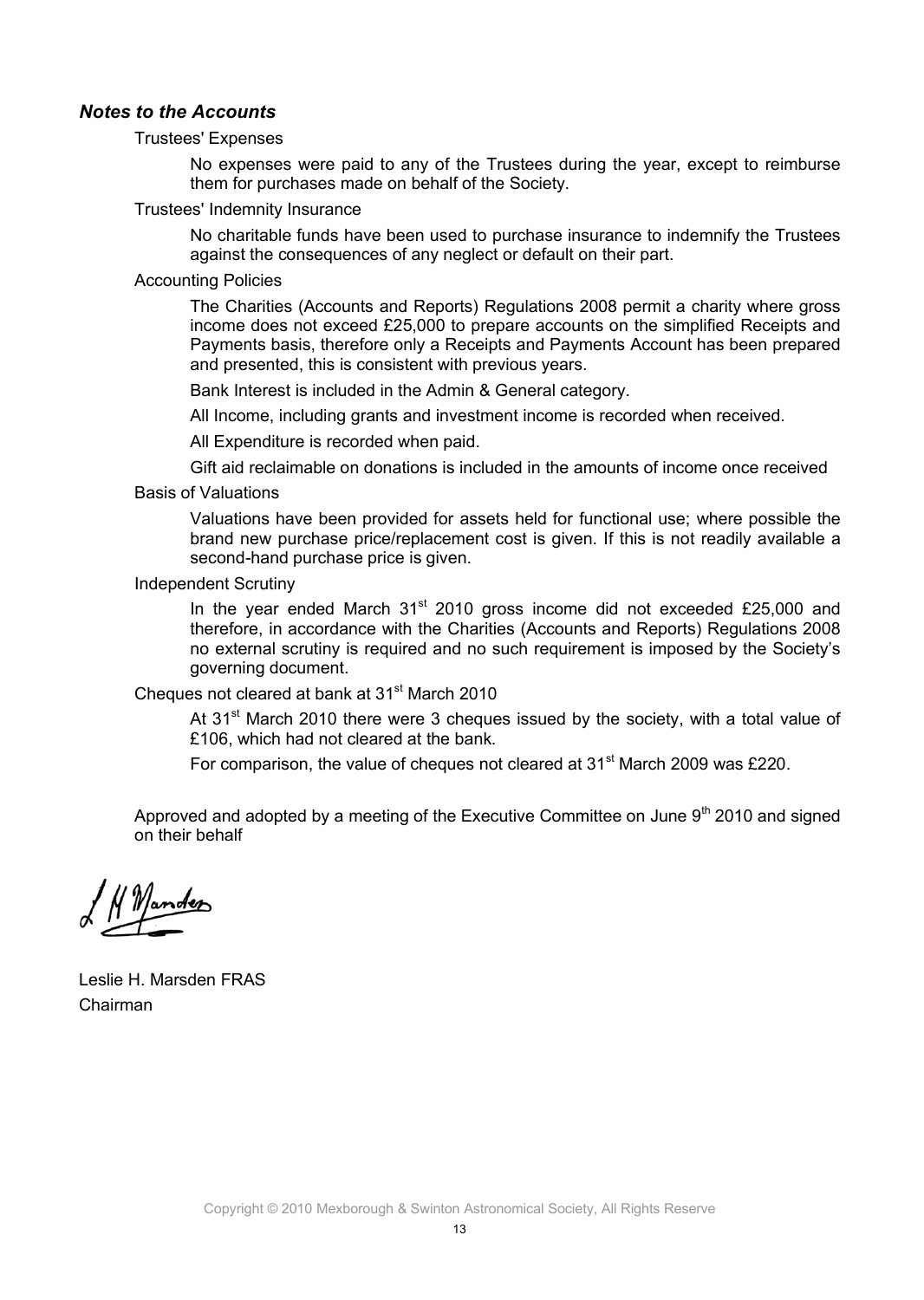## *Notes to the Accounts*

### Trustees' Expenses

No expenses were paid to any of the Trustees during the year, except to reimburse them for purchases made on behalf of the Society.

### Trustees' Indemnity Insurance

No charitable funds have been used to purchase insurance to indemnify the Trustees against the consequences of any neglect or default on their part.

### Accounting Policies

The Charities (Accounts and Reports) Regulations 2008 permit a charity where gross income does not exceed £25,000 to prepare accounts on the simplified Receipts and Payments basis, therefore only a Receipts and Payments Account has been prepared and presented, this is consistent with previous years.

Bank Interest is included in the Admin & General category.

All Income, including grants and investment income is recorded when received.

All Expenditure is recorded when paid.

Gift aid reclaimable on donations is included in the amounts of income once received

### Basis of Valuations

Valuations have been provided for assets held for functional use; where possible the brand new purchase price/replacement cost is given. If this is not readily available a second-hand purchase price is given.

### Independent Scrutiny

In the year ended March 31st 2010 gross income did not exceeded £25,000 and therefore, in accordance with the Charities (Accounts and Reports) Regulations 2008 no external scrutiny is required and no such requirement is imposed by the Society's governing document.

### Cheques not cleared at bank at 31st March 2010

At 31st March 2010 there were 3 cheques issued by the society, with a total value of £106, which had not cleared at the bank.

For comparison, the value of cheques not cleared at 31st March 2009 was £220.

Approved and adopted by a meeting of the Executive Committee on June 9th 2010 and signed on their behalf

L H Marsden

Leslie H. Marsden FRAS
Chairman

Copyright © 2010 Mexborough & Swinton Astronomical Society, All Rights Reserve